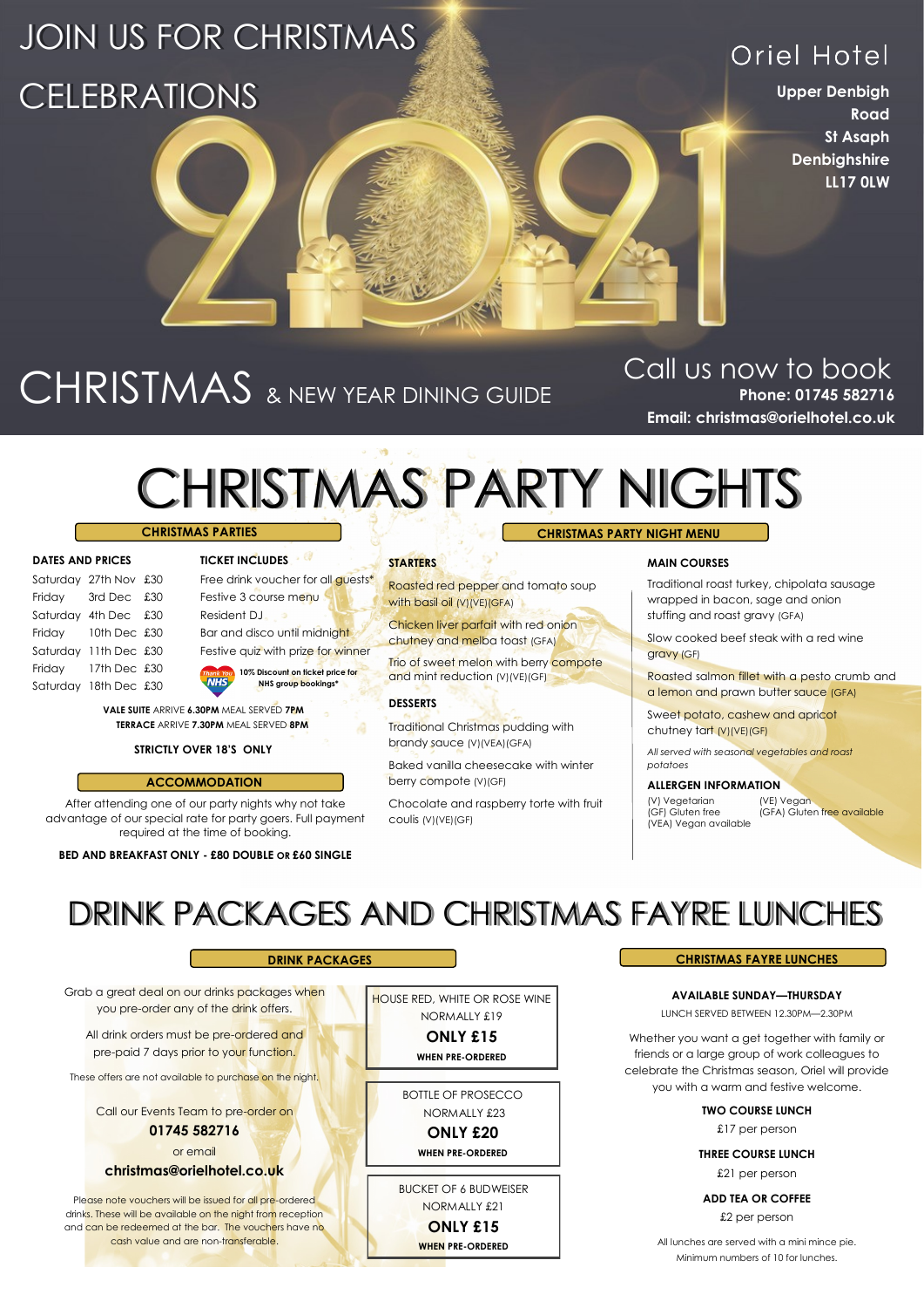# JOIN US FOR CHRISTMAS CELEBRATIONS

2021

## Oriel Hotel

**Upper Denbigh Road**
**St Asaph**
**Denbighshire**
**LL17 0LW**

# CHRISTMAS & NEW YEAR DINING GUIDE

Call us now to book
**Phone: 01745 582716**
**Email: christmas@orielhotel.co.uk**

# CHRISTMAS PARTY NIGHTS

## CHRISTMAS PARTIES

**DATES AND PRICES**

| Day | Date | Price |
|---|---|---|
| Saturday | 27th Nov | £30 |
| Friday | 3rd Dec | £30 |
| Saturday | 4th Dec | £30 |
| Friday | 10th Dec | £30 |
| Saturday | 11th Dec | £30 |
| Friday | 17th Dec | £30 |
| Saturday | 18th Dec | £30 |

**TICKET INCLUDES**

- Free drink voucher for all guests*
- Festive 3 course menu
- Resident DJ
- Bar and disco until midnight
- Festive quiz with prize for winner

Thank You NHS — **10% Discount on ticket price for NHS group bookings***

**VALE SUITE** ARRIVE **6.30PM** MEAL SERVED **7PM**
**TERRACE** ARRIVE **7.30PM** MEAL SERVED **8PM**

**STRICTLY OVER 18'S ONLY**

## ACCOMMODATION

After attending one of our party nights why not take advantage of our special rate for party goers. Full payment required at the time of booking.

**BED AND BREAKFAST ONLY - £80 DOUBLE OR £60 SINGLE**

## CHRISTMAS PARTY NIGHT MENU

**STARTERS**

Roasted red pepper and tomato soup with basil oil (V)(VE)(GFA)

Chicken liver parfait with red onion chutney and melba toast (GFA)

Trio of sweet melon with berry compote and mint reduction (V)(VE)(GF)

**DESSERTS**

Traditional Christmas pudding with brandy sauce (V)(VEA)(GFA)

Baked vanilla cheesecake with winter berry compote (V)(GF)

Chocolate and raspberry torte with fruit coulis (V)(VE)(GF)

**MAIN COURSES**

Traditional roast turkey, chipolata sausage wrapped in bacon, sage and onion stuffing and roast gravy (GFA)

Slow cooked beef steak with a red wine gravy (GF)

Roasted salmon fillet with a pesto crumb and a lemon and prawn butter sauce (GFA)

Sweet potato, cashew and apricot chutney tart (V)(VE)(GF)

*All served with seasonal vegetables and roast potatoes*

**ALLERGEN INFORMATION**

(V) Vegetarian
(VE) Vegan
(GF) Gluten free
(GFA) Gluten free available
(VEA) Vegan available

# DRINK PACKAGES AND CHRISTMAS FAYRE LUNCHES

## DRINK PACKAGES

Grab a great deal on our drinks packages when you pre-order any of the drink offers.

All drink orders must be pre-ordered and pre-paid 7 days prior to your function.

These offers are not available to purchase on the night.

Call our Events Team to pre-order on
**01745 582716**
or email
**christmas@orielhotel.co.uk**

Please note vouchers will be issued for all pre-ordered drinks. These will be available on the night from reception and can be redeemed at the bar. The vouchers have no cash value and are non-transferable.

HOUSE RED, WHITE OR ROSE WINE
NORMALLY £19
**ONLY £15**
**WHEN PRE-ORDERED**

BOTTLE OF PROSECCO
NORMALLY £23
**ONLY £20**
**WHEN PRE-ORDERED**

BUCKET OF 6 BUDWEISER
NORMALLY £21
**ONLY £15**
**WHEN PRE-ORDERED**

## CHRISTMAS FAYRE LUNCHES

**AVAILABLE SUNDAY—THURSDAY**

LUNCH SERVED BETWEEN 12.30PM—2.30PM

Whether you want a get together with family or friends or a large group of work colleagues to celebrate the Christmas season, Oriel will provide you with a warm and festive welcome.

**TWO COURSE LUNCH**
£17 per person

**THREE COURSE LUNCH**
£21 per person

**ADD TEA OR COFFEE**
£2 per person

All lunches are served with a mini mince pie.
Minimum numbers of 10 for lunches.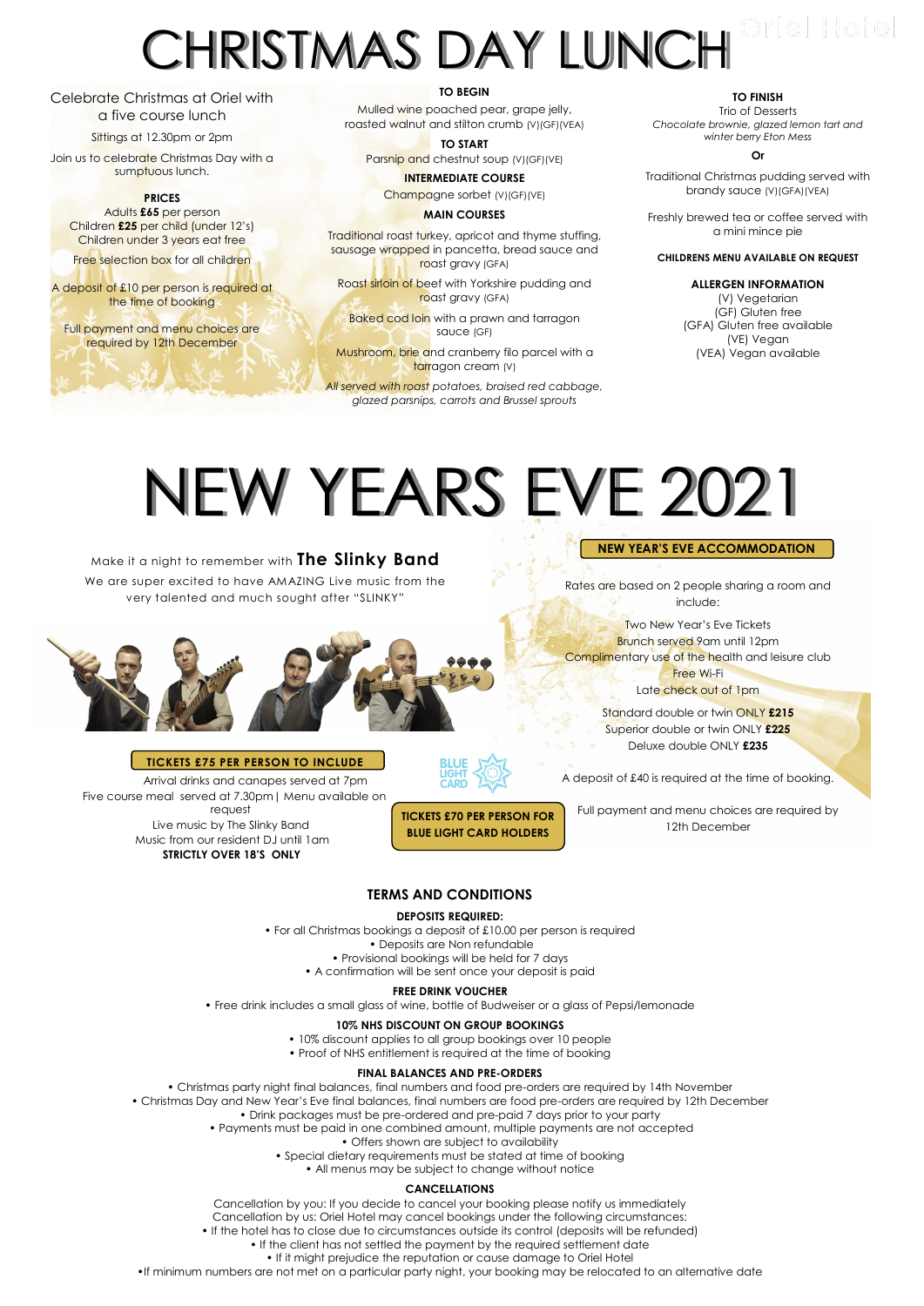# CHRISTMAS DAY LUNCH

Oriel Hotel

Celebrate Christmas at Oriel with a five course lunch

Sittings at 12.30pm or 2pm

Join us to celebrate Christmas Day with a sumptuous lunch.

**PRICES**

Adults **£65** per person
Children **£25** per child (under 12's)
Children under 3 years eat free

Free selection box for all children

A deposit of £10 per person is required at the time of booking

Full payment and menu choices are required by 12th December

**TO BEGIN**

Mulled wine poached pear, grape jelly, roasted walnut and stilton crumb (V)(GF)(VEA)

**TO START**

Parsnip and chestnut soup (V)(GF)(VE)

**INTERMEDIATE COURSE**

Champagne sorbet (V)(GF)(VE)

**MAIN COURSES**

Traditional roast turkey, apricot and thyme stuffing, sausage wrapped in pancetta, bread sauce and roast gravy (GFA)

Roast sirloin of beef with Yorkshire pudding and roast gravy (GFA)

Baked cod loin with a prawn and tarragon sauce (GF)

Mushroom, brie and cranberry filo parcel with a tarragon cream (V)

*All served with roast potatoes, braised red cabbage, glazed parsnips, carrots and Brussel sprouts*

**TO FINISH**

Trio of Desserts
*Chocolate brownie, glazed lemon tart and winter berry Eton Mess*

**Or**

Traditional Christmas pudding served with brandy sauce (V)(GFA)(VEA)

Freshly brewed tea or coffee served with a mini mince pie

**CHILDRENS MENU AVAILABLE ON REQUEST**

**ALLERGEN INFORMATION**

(V) Vegetarian
(GF) Gluten free
(GFA) Gluten free available
(VE) Vegan
(VEA) Vegan available

# NEW YEARS EVE 2021

Make it a night to remember with **The Slinky Band**

We are super excited to have AMAZING Live music from the very talented and much sought after "SLINKY"

**TICKETS £75 PER PERSON TO INCLUDE**

Arrival drinks and canapes served at 7pm
Five course meal served at 7.30pm | Menu available on request
Live music by The Slinky Band
Music from our resident DJ until 1am
**STRICTLY OVER 18'S ONLY**

BLUE LIGHT CARD

**TICKETS £70 PER PERSON FOR BLUE LIGHT CARD HOLDERS**

**NEW YEAR'S EVE ACCOMMODATION**

Rates are based on 2 people sharing a room and include:

Two New Year's Eve Tickets
Brunch served 9am until 12pm
Complimentary use of the health and leisure club
Free Wi-Fi
Late check out of 1pm

Standard double or twin ONLY **£215**
Superior double or twin ONLY **£225**
Deluxe double ONLY **£235**

A deposit of £40 is required at the time of booking.

Full payment and menu choices are required by 12th December

## TERMS AND CONDITIONS

**DEPOSITS REQUIRED:**

- For all Christmas bookings a deposit of £10.00 per person is required
- Deposits are Non refundable
- Provisional bookings will be held for 7 days
- A confirmation will be sent once your deposit is paid

**FREE DRINK VOUCHER**

- Free drink includes a small glass of wine, bottle of Budweiser or a glass of Pepsi/lemonade

**10% NHS DISCOUNT ON GROUP BOOKINGS**

- 10% discount applies to all group bookings over 10 people
- Proof of NHS entitlement is required at the time of booking

**FINAL BALANCES AND PRE-ORDERS**

- Christmas party night final balances, final numbers and food pre-orders are required by 14th November
- Christmas Day and New Year's Eve final balances, final numbers are food pre-orders are required by 12th December
- Drink packages must be pre-ordered and pre-paid 7 days prior to your party
- Payments must be paid in one combined amount, multiple payments are not accepted
- Offers shown are subject to availability
- Special dietary requirements must be stated at time of booking
- All menus may be subject to change without notice

**CANCELLATIONS**

Cancellation by you: If you decide to cancel your booking please notify us immediately
Cancellation by us: Oriel Hotel may cancel bookings under the following circumstances:

- If the hotel has to close due to circumstances outside its control (deposits will be refunded)
- If the client has not settled the payment by the required settlement date
- If it might prejudice the reputation or cause damage to Oriel Hotel
- If minimum numbers are not met on a particular party night, your booking may be relocated to an alternative date